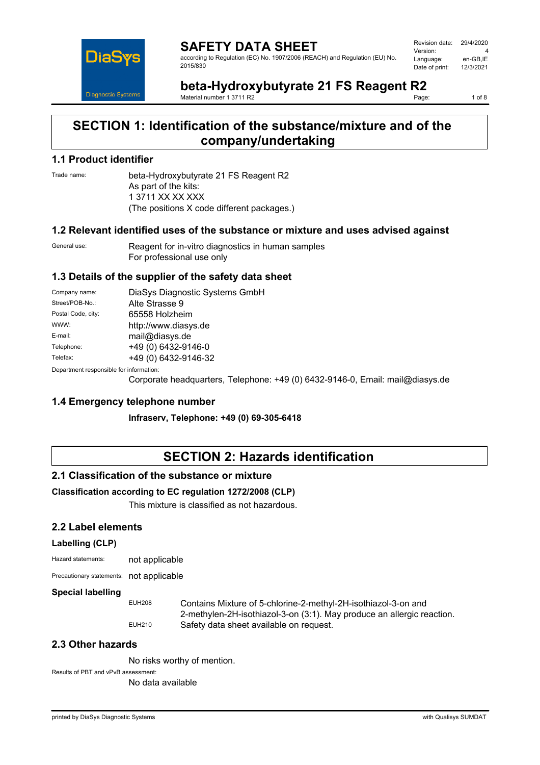# SAFETY DATA SHEET

according to Regulation (EC) No. 1907/2006 (REACH) and Regulation (EU) No. 2015/830

| | |
|---|---|
| Revision date: | 29/4/2020 |
| Version: | 4 |
| Language: | en-GB,IE |
| Date of print: | 12/3/2021 |

# beta-Hydroxybutyrate 21 FS Reagent R2

Material number 1 3711 R2

## SECTION 1: Identification of the substance/mixture and of the company/undertaking

### 1.1 Product identifier

Trade name: beta-Hydroxybutyrate 21 FS Reagent R2
As part of the kits:
1 3711 XX XX XXX
(The positions X code different packages.)

### 1.2 Relevant identified uses of the substance or mixture and uses advised against

General use: Reagent for in-vitro diagnostics in human samples
For professional use only

### 1.3 Details of the supplier of the safety data sheet

| | |
|---|---|
| Company name: | DiaSys Diagnostic Systems GmbH |
| Street/POB-No.: | Alte Strasse 9 |
| Postal Code, city: | 65558 Holzheim |
| WWW: | http://www.diasys.de |
| E-mail: | mail@diasys.de |
| Telephone: | +49 (0) 6432-9146-0 |
| Telefax: | +49 (0) 6432-9146-32 |

Department responsible for information:
Corporate headquarters, Telephone: +49 (0) 6432-9146-0, Email: mail@diasys.de

### 1.4 Emergency telephone number

**Infraserv, Telephone: +49 (0) 69-305-6418**

## SECTION 2: Hazards identification

### 2.1 Classification of the substance or mixture

**Classification according to EC regulation 1272/2008 (CLP)**

This mixture is classified as not hazardous.

### 2.2 Label elements

**Labelling (CLP)**

Hazard statements: not applicable

Precautionary statements: not applicable

**Special labelling**

| | |
|---|---|
| EUH208 | Contains Mixture of 5-chlorine-2-methyl-2H-isothiazol-3-on and 2-methylen-2H-isothiazol-3-on (3:1). May produce an allergic reaction. |
| EUH210 | Safety data sheet available on request. |

### 2.3 Other hazards

No risks worthy of mention.

Results of PBT and vPvB assessment:
No data available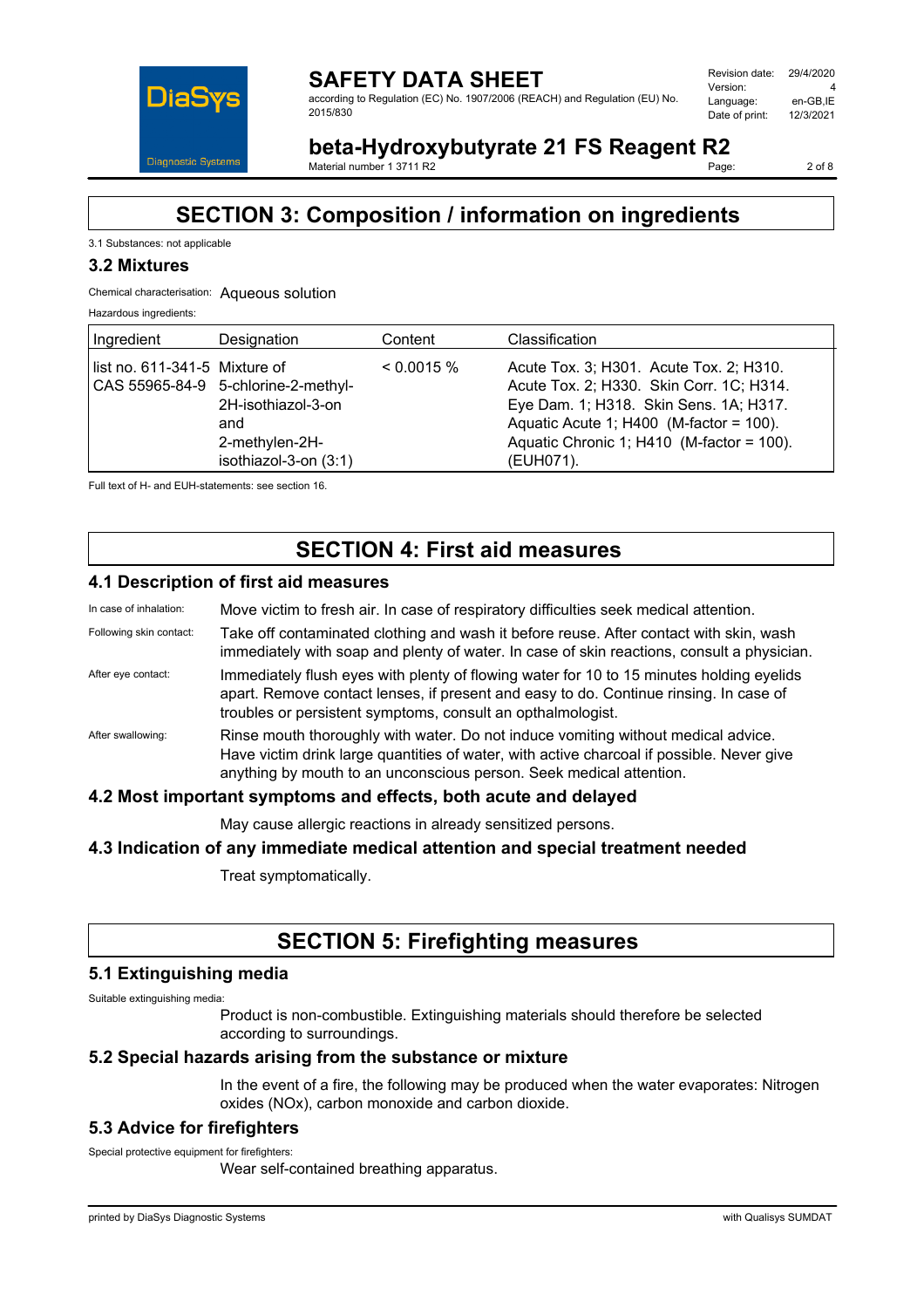# SECTION 3: Composition / information on ingredients

3.1 Substances: not applicable

## 3.2 Mixtures

Chemical characterisation: Aqueous solution

Hazardous ingredients:

| Ingredient | Designation | Content | Classification |
|---|---|---|---|
| list no. 611-341-5 CAS 55965-84-9 | Mixture of 5-chlorine-2-methyl-2H-isothiazol-3-on and 2-methylen-2H-isothiazol-3-on (3:1) | < 0.0015 % | Acute Tox. 3; H301. Acute Tox. 2; H310. Acute Tox. 2; H330. Skin Corr. 1C; H314. Eye Dam. 1; H318. Skin Sens. 1A; H317. Aquatic Acute 1; H400 (M-factor = 100). Aquatic Chronic 1; H410 (M-factor = 100). (EUH071). |

Full text of H- and EUH-statements: see section 16.

# SECTION 4: First aid measures

## 4.1 Description of first aid measures

In case of inhalation: Move victim to fresh air. In case of respiratory difficulties seek medical attention.

Following skin contact: Take off contaminated clothing and wash it before reuse. After contact with skin, wash immediately with soap and plenty of water. In case of skin reactions, consult a physician.

After eye contact: Immediately flush eyes with plenty of flowing water for 10 to 15 minutes holding eyelids apart. Remove contact lenses, if present and easy to do. Continue rinsing. In case of troubles or persistent symptoms, consult an opthalmologist.

After swallowing: Rinse mouth thoroughly with water. Do not induce vomiting without medical advice. Have victim drink large quantities of water, with active charcoal if possible. Never give anything by mouth to an unconscious person. Seek medical attention.

## 4.2 Most important symptoms and effects, both acute and delayed

May cause allergic reactions in already sensitized persons.

## 4.3 Indication of any immediate medical attention and special treatment needed

Treat symptomatically.

# SECTION 5: Firefighting measures

## 5.1 Extinguishing media

Suitable extinguishing media:

Product is non-combustible. Extinguishing materials should therefore be selected according to surroundings.

## 5.2 Special hazards arising from the substance or mixture

In the event of a fire, the following may be produced when the water evaporates: Nitrogen oxides (NOx), carbon monoxide and carbon dioxide.

## 5.3 Advice for firefighters

Special protective equipment for firefighters:

Wear self-contained breathing apparatus.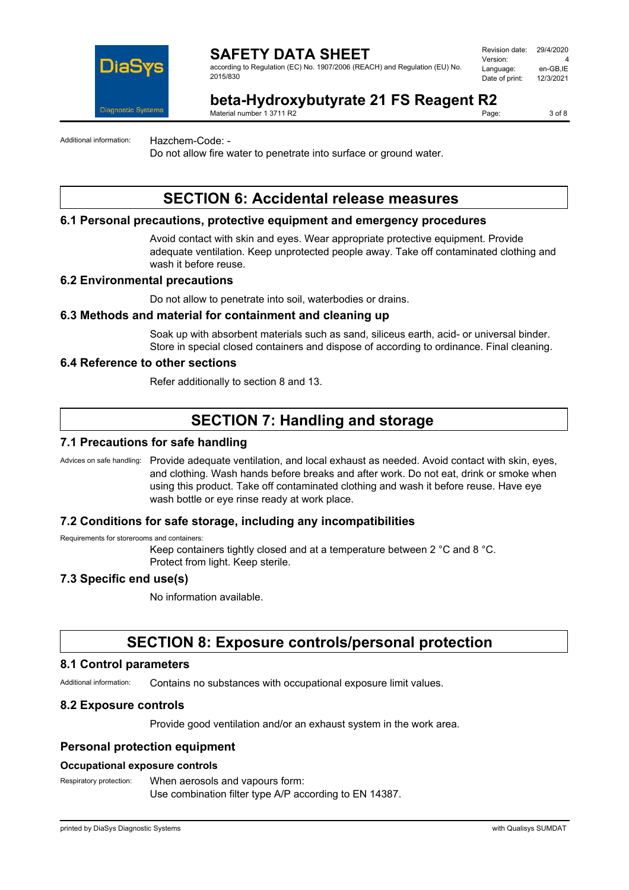Additional information: Hazchem-Code: -

Do not allow fire water to penetrate into surface or ground water.

# SECTION 6: Accidental release measures

## 6.1 Personal precautions, protective equipment and emergency procedures

Avoid contact with skin and eyes. Wear appropriate protective equipment. Provide adequate ventilation. Keep unprotected people away. Take off contaminated clothing and wash it before reuse.

## 6.2 Environmental precautions

Do not allow to penetrate into soil, waterbodies or drains.

## 6.3 Methods and material for containment and cleaning up

Soak up with absorbent materials such as sand, siliceus earth, acid- or universal binder. Store in special closed containers and dispose of according to ordinance. Final cleaning.

## 6.4 Reference to other sections

Refer additionally to section 8 and 13.

# SECTION 7: Handling and storage

## 7.1 Precautions for safe handling

Advices on safe handling: Provide adequate ventilation, and local exhaust as needed. Avoid contact with skin, eyes, and clothing. Wash hands before breaks and after work. Do not eat, drink or smoke when using this product. Take off contaminated clothing and wash it before reuse. Have eye wash bottle or eye rinse ready at work place.

## 7.2 Conditions for safe storage, including any incompatibilities

Requirements for storerooms and containers:

Keep containers tightly closed and at a temperature between 2 °C and 8 °C. Protect from light. Keep sterile.

## 7.3 Specific end use(s)

No information available.

# SECTION 8: Exposure controls/personal protection

## 8.1 Control parameters

Additional information: Contains no substances with occupational exposure limit values.

## 8.2 Exposure controls

Provide good ventilation and/or an exhaust system in the work area.

## Personal protection equipment

### Occupational exposure controls

Respiratory protection: When aerosols and vapours form:

Use combination filter type A/P according to EN 14387.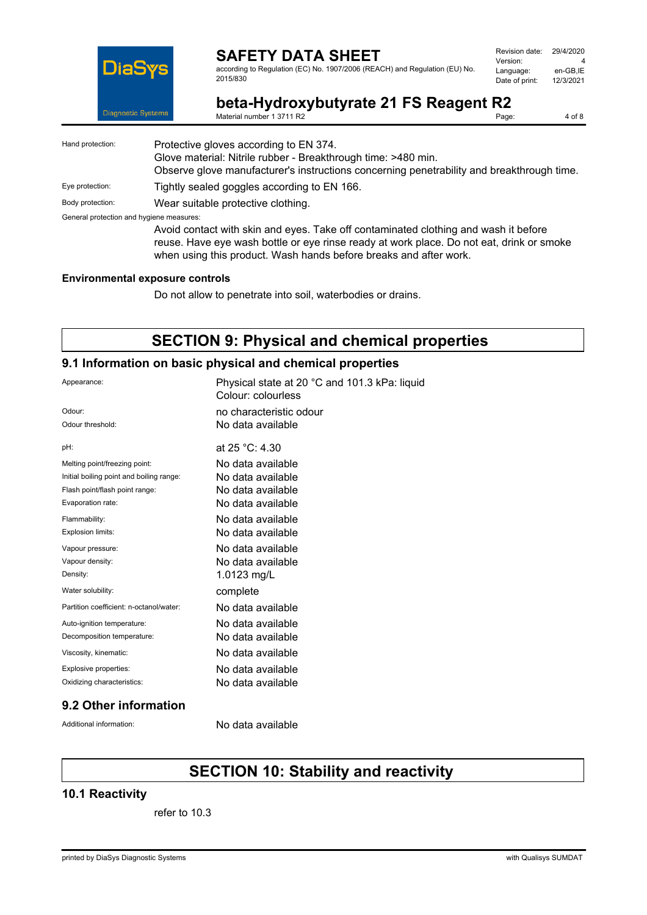Hand protection: Protective gloves according to EN 374.
Glove material: Nitrile rubber - Breakthrough time: >480 min.
Observe glove manufacturer's instructions concerning penetrability and breakthrough time.

Eye protection: Tightly sealed goggles according to EN 166.

Body protection: Wear suitable protective clothing.

General protection and hygiene measures:

Avoid contact with skin and eyes. Take off contaminated clothing and wash it before reuse. Have eye wash bottle or eye rinse ready at work place. Do not eat, drink or smoke when using this product. Wash hands before breaks and after work.

### Environmental exposure controls

Do not allow to penetrate into soil, waterbodies or drains.

# SECTION 9: Physical and chemical properties

## 9.1 Information on basic physical and chemical properties

| | |
|---|---|
| Appearance: | Physical state at 20 °C and 101.3 kPa: liquid<br>Colour: colourless |
| Odour: | no characteristic odour |
| Odour threshold: | No data available |
| pH: | at 25 °C: 4.30 |
| Melting point/freezing point: | No data available |
| Initial boiling point and boiling range: | No data available |
| Flash point/flash point range: | No data available |
| Evaporation rate: | No data available |
| Flammability: | No data available |
| Explosion limits: | No data available |
| Vapour pressure: | No data available |
| Vapour density: | No data available |
| Density: | 1.0123 mg/L |
| Water solubility: | complete |
| Partition coefficient: n-octanol/water: | No data available |
| Auto-ignition temperature: | No data available |
| Decomposition temperature: | No data available |
| Viscosity, kinematic: | No data available |
| Explosive properties: | No data available |
| Oxidizing characteristics: | No data available |

## 9.2 Other information

Additional information: No data available

# SECTION 10: Stability and reactivity

## 10.1 Reactivity

refer to 10.3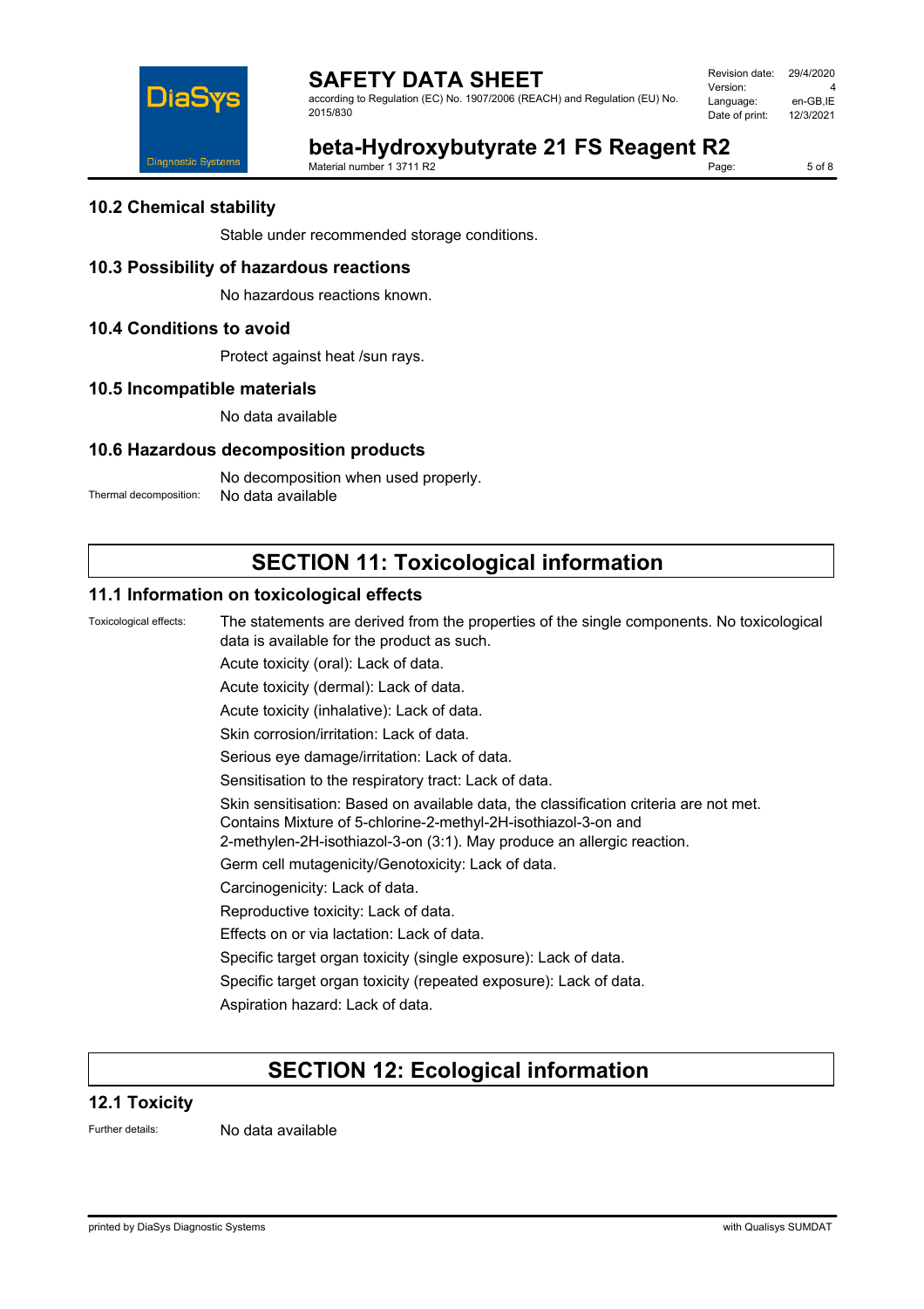### 10.2 Chemical stability

Stable under recommended storage conditions.

### 10.3 Possibility of hazardous reactions

No hazardous reactions known.

### 10.4 Conditions to avoid

Protect against heat /sun rays.

### 10.5 Incompatible materials

No data available

### 10.6 Hazardous decomposition products

No decomposition when used properly.

Thermal decomposition: No data available

## SECTION 11: Toxicological information

### 11.1 Information on toxicological effects

Toxicological effects: The statements are derived from the properties of the single components. No toxicological data is available for the product as such.

Acute toxicity (oral): Lack of data.

Acute toxicity (dermal): Lack of data.

Acute toxicity (inhalative): Lack of data.

Skin corrosion/irritation: Lack of data.

Serious eye damage/irritation: Lack of data.

Sensitisation to the respiratory tract: Lack of data.

Skin sensitisation: Based on available data, the classification criteria are not met. Contains Mixture of 5-chlorine-2-methyl-2H-isothiazol-3-on and 2-methylen-2H-isothiazol-3-on (3:1). May produce an allergic reaction.

Germ cell mutagenicity/Genotoxicity: Lack of data.

Carcinogenicity: Lack of data.

Reproductive toxicity: Lack of data.

Effects on or via lactation: Lack of data.

Specific target organ toxicity (single exposure): Lack of data.

Specific target organ toxicity (repeated exposure): Lack of data.

Aspiration hazard: Lack of data.

## SECTION 12: Ecological information

### 12.1 Toxicity

Further details: No data available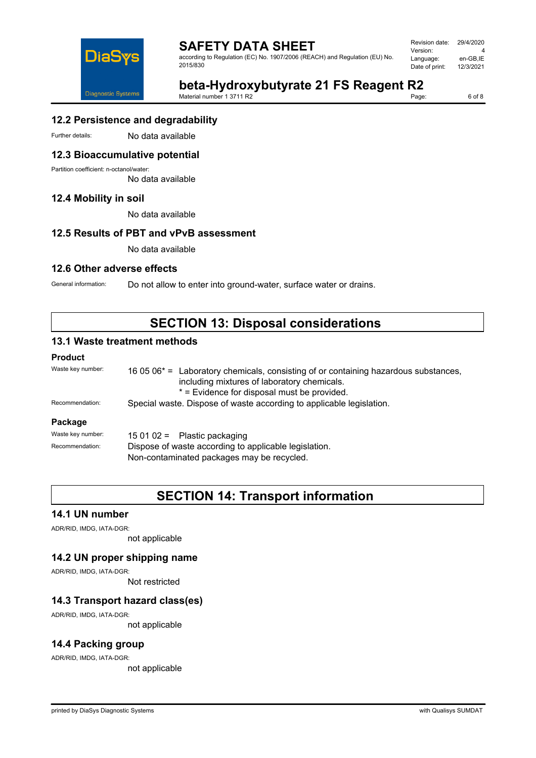## 12.2 Persistence and degradability

Further details: No data available

## 12.3 Bioaccumulative potential

Partition coefficient: n-octanol/water:
No data available

## 12.4 Mobility in soil

No data available

## 12.5 Results of PBT and vPvB assessment

No data available

## 12.6 Other adverse effects

General information: Do not allow to enter into ground-water, surface water or drains.

# SECTION 13: Disposal considerations

## 13.1 Waste treatment methods

### Product

Waste key number: 16 05 06* = Laboratory chemicals, consisting of or containing hazardous substances, including mixtures of laboratory chemicals.
* = Evidence for disposal must be provided.

Recommendation: Special waste. Dispose of waste according to applicable legislation.

### Package

Waste key number: 15 01 02 = Plastic packaging

Recommendation: Dispose of waste according to applicable legislation.
Non-contaminated packages may be recycled.

# SECTION 14: Transport information

## 14.1 UN number

ADR/RID, IMDG, IATA-DGR:
not applicable

## 14.2 UN proper shipping name

ADR/RID, IMDG, IATA-DGR:
Not restricted

## 14.3 Transport hazard class(es)

ADR/RID, IMDG, IATA-DGR:
not applicable

## 14.4 Packing group

ADR/RID, IMDG, IATA-DGR:
not applicable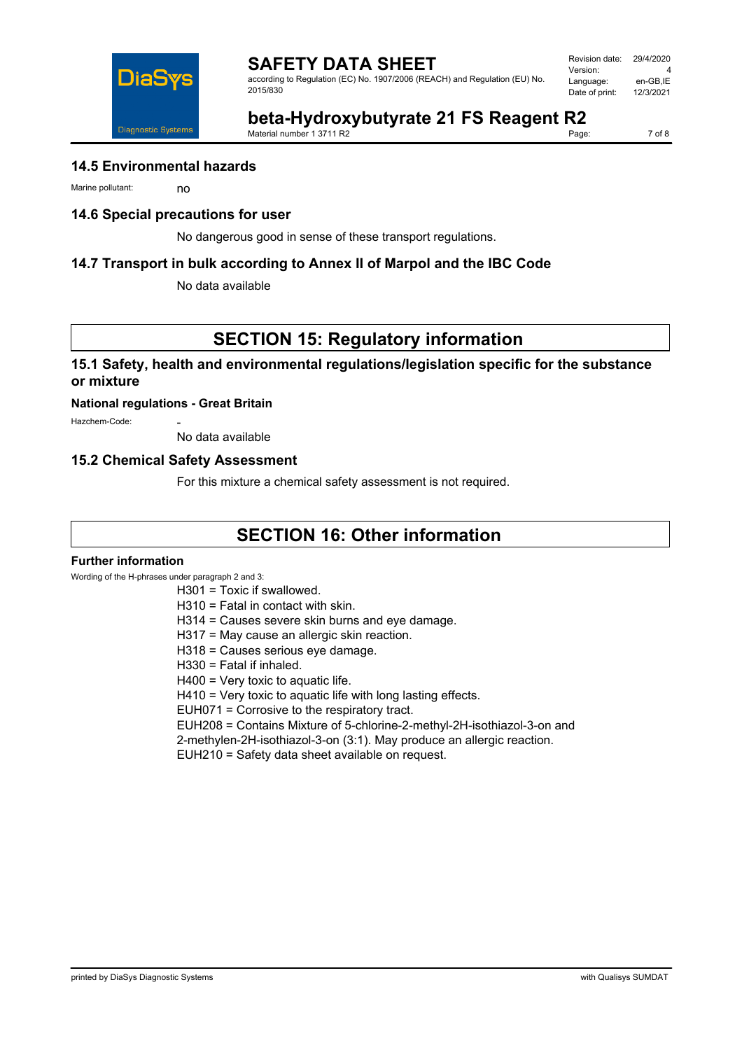### 14.5 Environmental hazards

Marine pollutant: no

### 14.6 Special precautions for user

No dangerous good in sense of these transport regulations.

### 14.7 Transport in bulk according to Annex II of Marpol and the IBC Code

No data available

## SECTION 15: Regulatory information

### 15.1 Safety, health and environmental regulations/legislation specific for the substance or mixture

**National regulations - Great Britain**

Hazchem-Code: -

No data available

### 15.2 Chemical Safety Assessment

For this mixture a chemical safety assessment is not required.

## SECTION 16: Other information

**Further information**

Wording of the H-phrases under paragraph 2 and 3:

H301 = Toxic if swallowed.
H310 = Fatal in contact with skin.
H314 = Causes severe skin burns and eye damage.
H317 = May cause an allergic skin reaction.
H318 = Causes serious eye damage.
H330 = Fatal if inhaled.
H400 = Very toxic to aquatic life.
H410 = Very toxic to aquatic life with long lasting effects.
EUH071 = Corrosive to the respiratory tract.
EUH208 = Contains Mixture of 5-chlorine-2-methyl-2H-isothiazol-3-on and 2-methylen-2H-isothiazol-3-on (3:1). May produce an allergic reaction.
EUH210 = Safety data sheet available on request.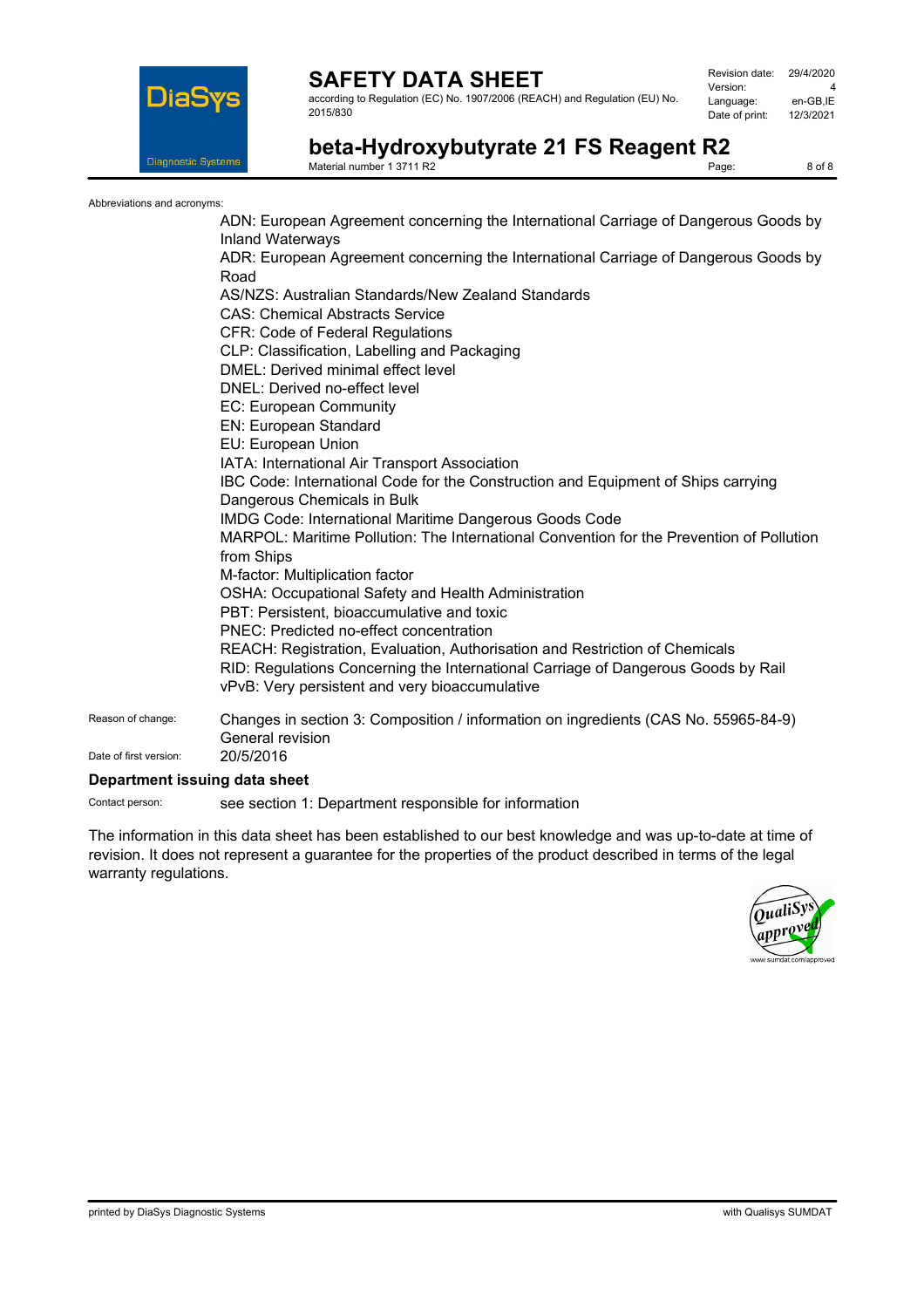Abbreviations and acronyms:

ADN: European Agreement concerning the International Carriage of Dangerous Goods by Inland Waterways
ADR: European Agreement concerning the International Carriage of Dangerous Goods by Road
AS/NZS: Australian Standards/New Zealand Standards
CAS: Chemical Abstracts Service
CFR: Code of Federal Regulations
CLP: Classification, Labelling and Packaging
DMEL: Derived minimal effect level
DNEL: Derived no-effect level
EC: European Community
EN: European Standard
EU: European Union
IATA: International Air Transport Association
IBC Code: International Code for the Construction and Equipment of Ships carrying Dangerous Chemicals in Bulk
IMDG Code: International Maritime Dangerous Goods Code
MARPOL: Maritime Pollution: The International Convention for the Prevention of Pollution from Ships
M-factor: Multiplication factor
OSHA: Occupational Safety and Health Administration
PBT: Persistent, bioaccumulative and toxic
PNEC: Predicted no-effect concentration
REACH: Registration, Evaluation, Authorisation and Restriction of Chemicals
RID: Regulations Concerning the International Carriage of Dangerous Goods by Rail
vPvB: Very persistent and very bioaccumulative

Reason of change: Changes in section 3: Composition / information on ingredients (CAS No. 55965-84-9)
General revision

Date of first version: 20/5/2016

**Department issuing data sheet**

Contact person: see section 1: Department responsible for information

The information in this data sheet has been established to our best knowledge and was up-to-date at time of revision. It does not represent a guarantee for the properties of the product described in terms of the legal warranty regulations.

QualiSys approved
www.sumdat.com/approved